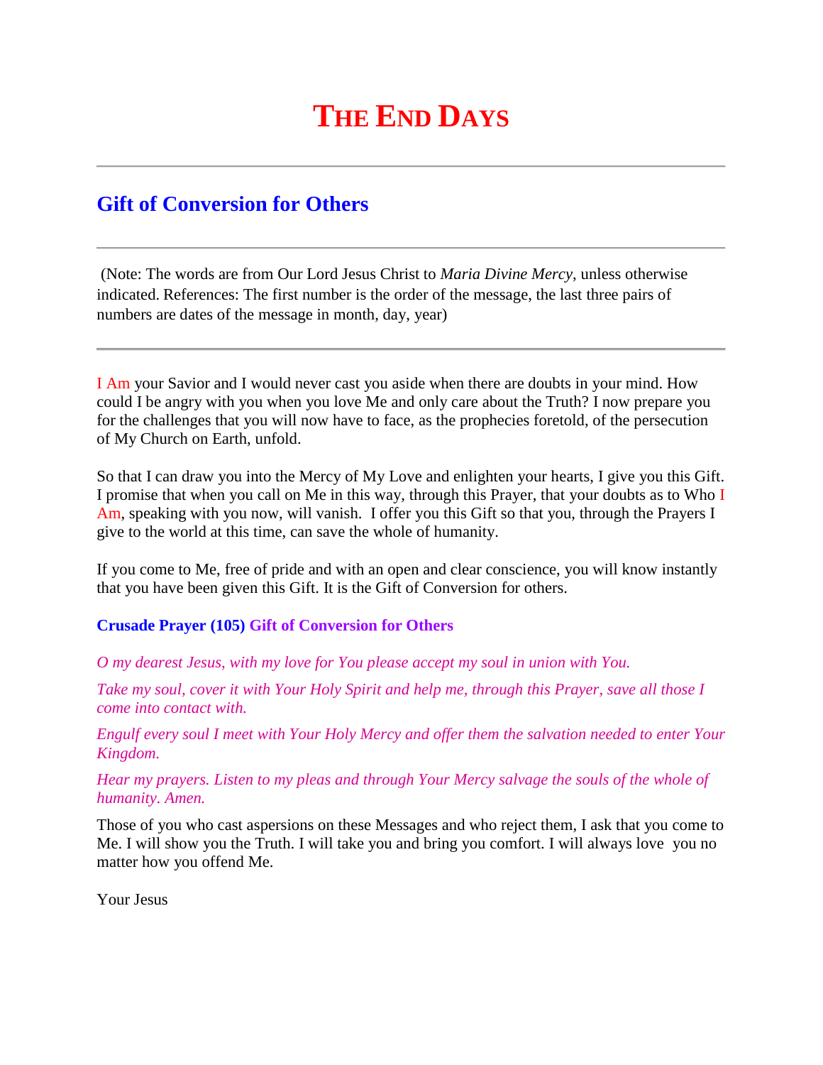# THE END DAYS

---

## Gift of Conversion for Others

---

(Note: The words are from Our Lord Jesus Christ to *Maria Divine Mercy*, unless otherwise indicated. References: The first number is the order of the message, the last three pairs of numbers are dates of the message in month, day, year)

---

I Am your Savior and I would never cast you aside when there are doubts in your mind. How could I be angry with you when you love Me and only care about the Truth? I now prepare you for the challenges that you will now have to face, as the prophecies foretold, of the persecution of My Church on Earth, unfold.

So that I can draw you into the Mercy of My Love and enlighten your hearts, I give you this Gift. I promise that when you call on Me in this way, through this Prayer, that your doubts as to Who I Am, speaking with you now, will vanish. I offer you this Gift so that you, through the Prayers I give to the world at this time, can save the whole of humanity.

If you come to Me, free of pride and with an open and clear conscience, you will know instantly that you have been given this Gift. It is the Gift of Conversion for others.

**Crusade Prayer (105) Gift of Conversion for Others**

*O my dearest Jesus, with my love for You please accept my soul in union with You.*

*Take my soul, cover it with Your Holy Spirit and help me, through this Prayer, save all those I come into contact with.*

*Engulf every soul I meet with Your Holy Mercy and offer them the salvation needed to enter Your Kingdom.*

*Hear my prayers. Listen to my pleas and through Your Mercy salvage the souls of the whole of humanity. Amen.*

Those of you who cast aspersions on these Messages and who reject them, I ask that you come to Me. I will show you the Truth. I will take you and bring you comfort. I will always love you no matter how you offend Me.

Your Jesus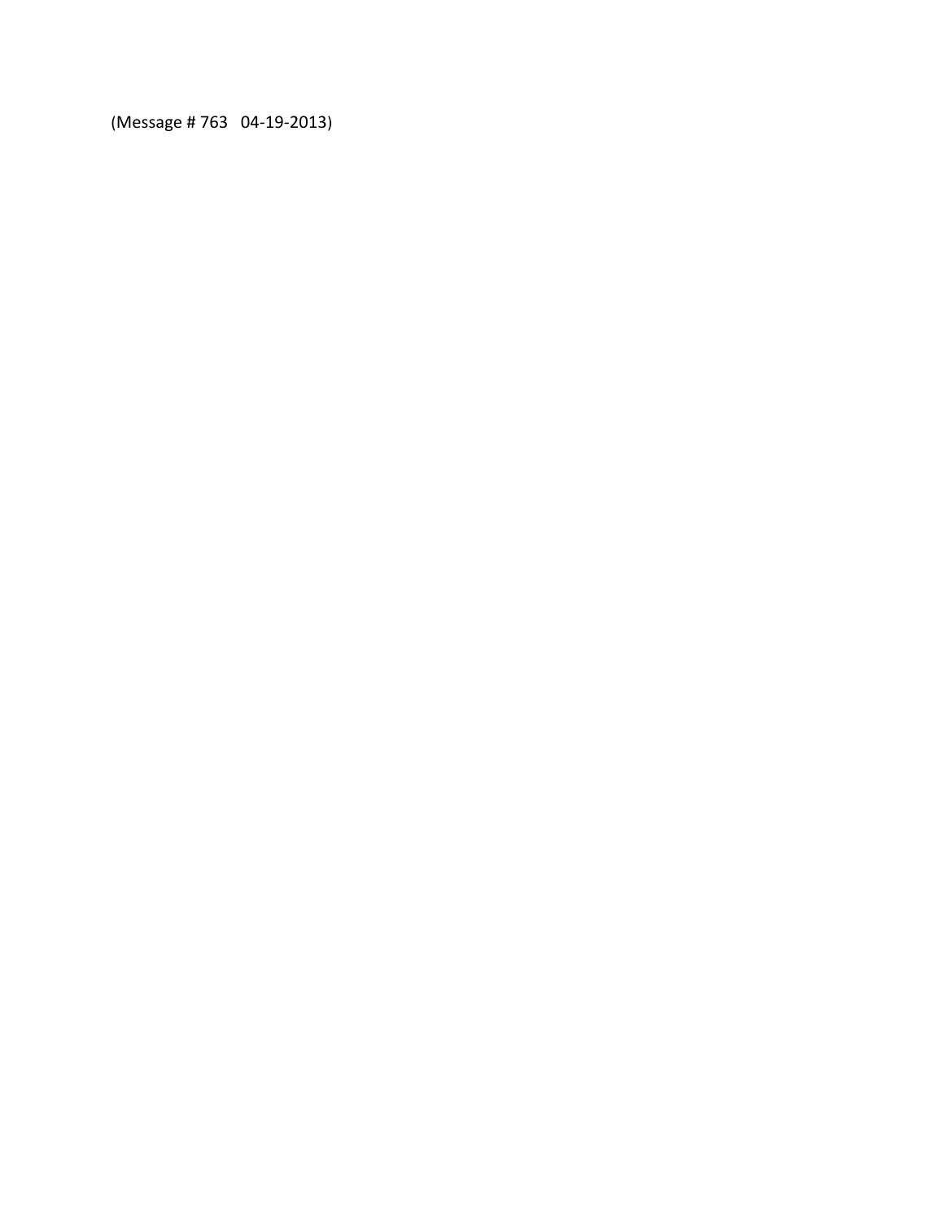(Message # 763   04-19-2013)